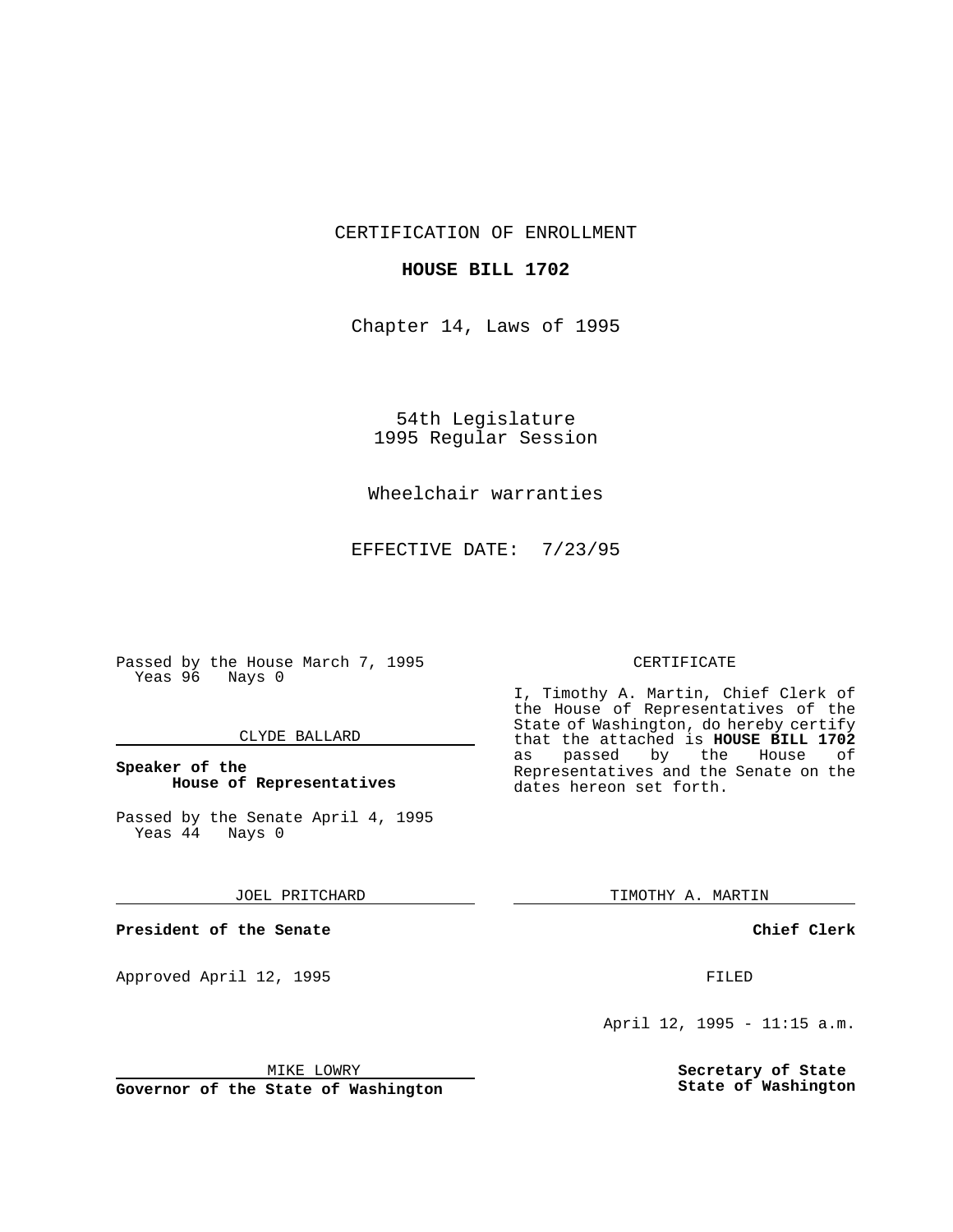CERTIFICATION OF ENROLLMENT

**HOUSE BILL 1702**

Chapter 14, Laws of 1995

54th Legislature
1995 Regular Session

Wheelchair warranties

EFFECTIVE DATE: 7/23/95

Passed by the House March 7, 1995
Yeas 96 Nays 0

CLYDE BALLARD

**Speaker of the House of Representatives**

Passed by the Senate April 4, 1995
Yeas 44 Nays 0

JOEL PRITCHARD

**President of the Senate**

Approved April 12, 1995

MIKE LOWRY

**Governor of the State of Washington**

CERTIFICATE

I, Timothy A. Martin, Chief Clerk of the House of Representatives of the State of Washington, do hereby certify that the attached is **HOUSE BILL 1702** as passed by the House of Representatives and the Senate on the dates hereon set forth.

TIMOTHY A. MARTIN

**Chief Clerk**

FILED

April 12, 1995 - 11:15 a.m.

**Secretary of State State of Washington**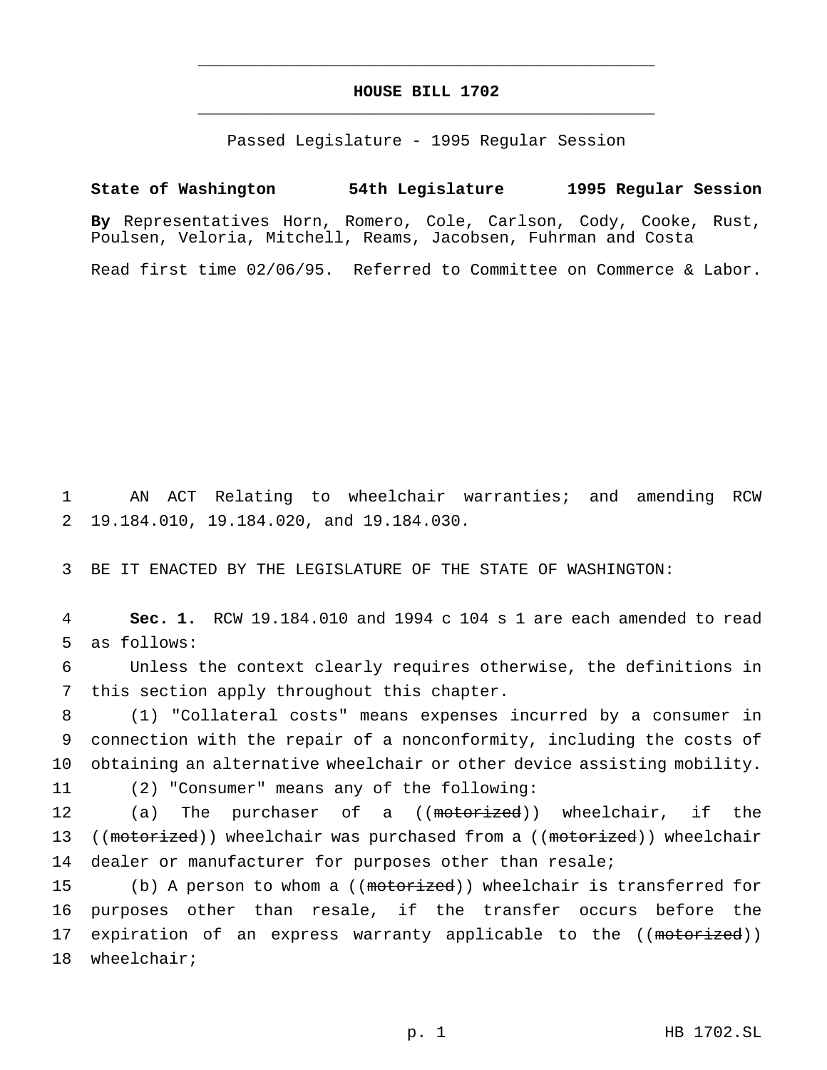# HOUSE BILL 1702

Passed Legislature - 1995 Regular Session

**State of Washington 54th Legislature 1995 Regular Session**

**By** Representatives Horn, Romero, Cole, Carlson, Cody, Cooke, Rust, Poulsen, Veloria, Mitchell, Reams, Jacobsen, Fuhrman and Costa

Read first time 02/06/95. Referred to Committee on Commerce & Labor.

AN ACT Relating to wheelchair warranties; and amending RCW 19.184.010, 19.184.020, and 19.184.030.

BE IT ENACTED BY THE LEGISLATURE OF THE STATE OF WASHINGTON:

**Sec. 1.** RCW 19.184.010 and 1994 c 104 s 1 are each amended to read as follows:

Unless the context clearly requires otherwise, the definitions in this section apply throughout this chapter.

(1) "Collateral costs" means expenses incurred by a consumer in connection with the repair of a nonconformity, including the costs of obtaining an alternative wheelchair or other device assisting mobility.

(2) "Consumer" means any of the following:

(a) The purchaser of a ((~~motorized~~)) wheelchair, if the ((~~motorized~~)) wheelchair was purchased from a ((~~motorized~~)) wheelchair dealer or manufacturer for purposes other than resale;

(b) A person to whom a ((~~motorized~~)) wheelchair is transferred for purposes other than resale, if the transfer occurs before the expiration of an express warranty applicable to the ((~~motorized~~)) wheelchair;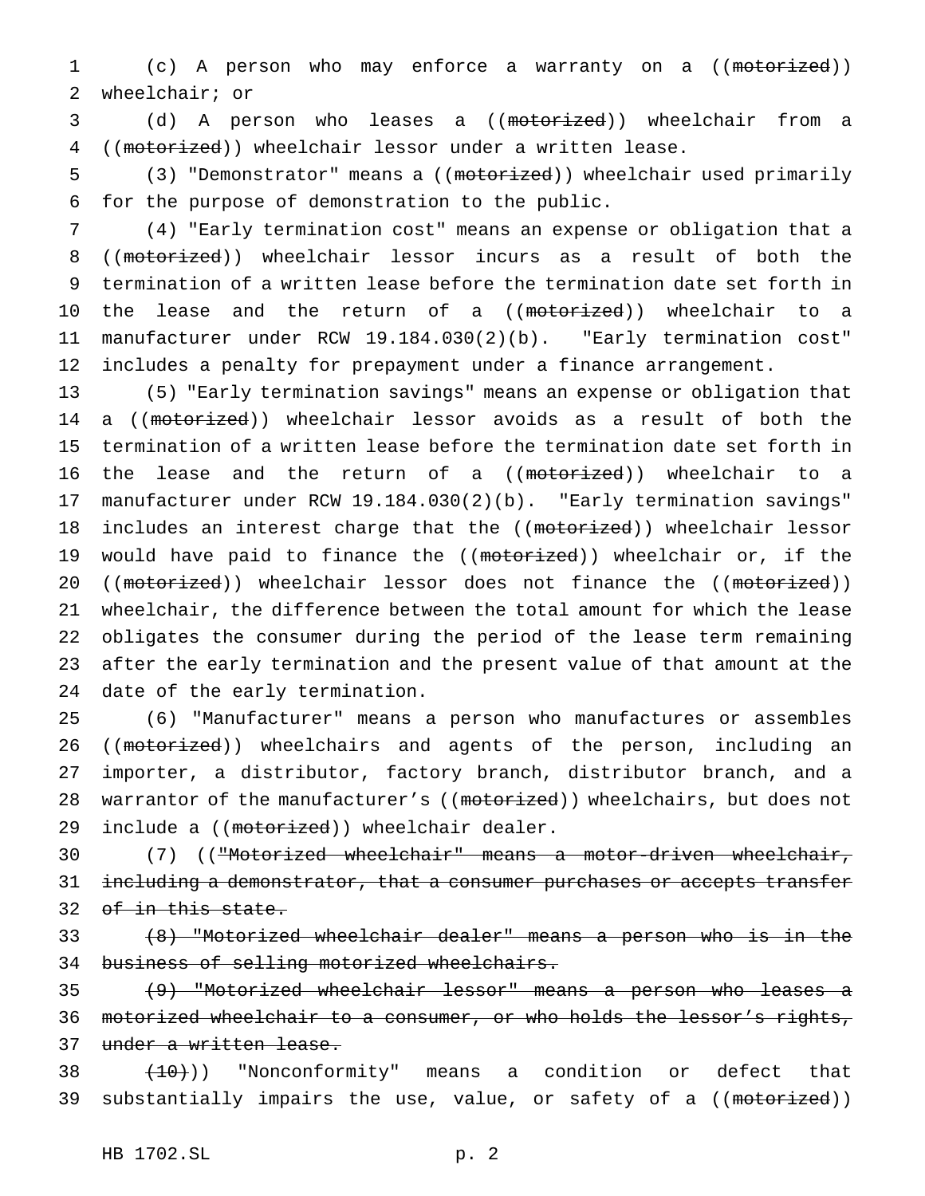(c) A person who may enforce a warranty on a ((~~motorized~~)) wheelchair; or

(d) A person who leases a ((~~motorized~~)) wheelchair from a ((~~motorized~~)) wheelchair lessor under a written lease.

(3) "Demonstrator" means a ((~~motorized~~)) wheelchair used primarily for the purpose of demonstration to the public.

(4) "Early termination cost" means an expense or obligation that a ((~~motorized~~)) wheelchair lessor incurs as a result of both the termination of a written lease before the termination date set forth in the lease and the return of a ((~~motorized~~)) wheelchair to a manufacturer under RCW 19.184.030(2)(b). "Early termination cost" includes a penalty for prepayment under a finance arrangement.

(5) "Early termination savings" means an expense or obligation that a ((~~motorized~~)) wheelchair lessor avoids as a result of both the termination of a written lease before the termination date set forth in the lease and the return of a ((~~motorized~~)) wheelchair to a manufacturer under RCW 19.184.030(2)(b). "Early termination savings" includes an interest charge that the ((~~motorized~~)) wheelchair lessor would have paid to finance the ((~~motorized~~)) wheelchair or, if the ((~~motorized~~)) wheelchair lessor does not finance the ((~~motorized~~)) wheelchair, the difference between the total amount for which the lease obligates the consumer during the period of the lease term remaining after the early termination and the present value of that amount at the date of the early termination.

(6) "Manufacturer" means a person who manufactures or assembles ((~~motorized~~)) wheelchairs and agents of the person, including an importer, a distributor, factory branch, distributor branch, and a warrantor of the manufacturer's ((~~motorized~~)) wheelchairs, but does not include a ((~~motorized~~)) wheelchair dealer.

(7) ((~~"Motorized wheelchair" means a motor-driven wheelchair, including a demonstrator, that a consumer purchases or accepts transfer of in this state.~~

~~(8) "Motorized wheelchair dealer" means a person who is in the business of selling motorized wheelchairs.~~

~~(9) "Motorized wheelchair lessor" means a person who leases a motorized wheelchair to a consumer, or who holds the lessor's rights, under a written lease.~~

~~(10)~~)) "Nonconformity" means a condition or defect that substantially impairs the use, value, or safety of a ((~~motorized~~))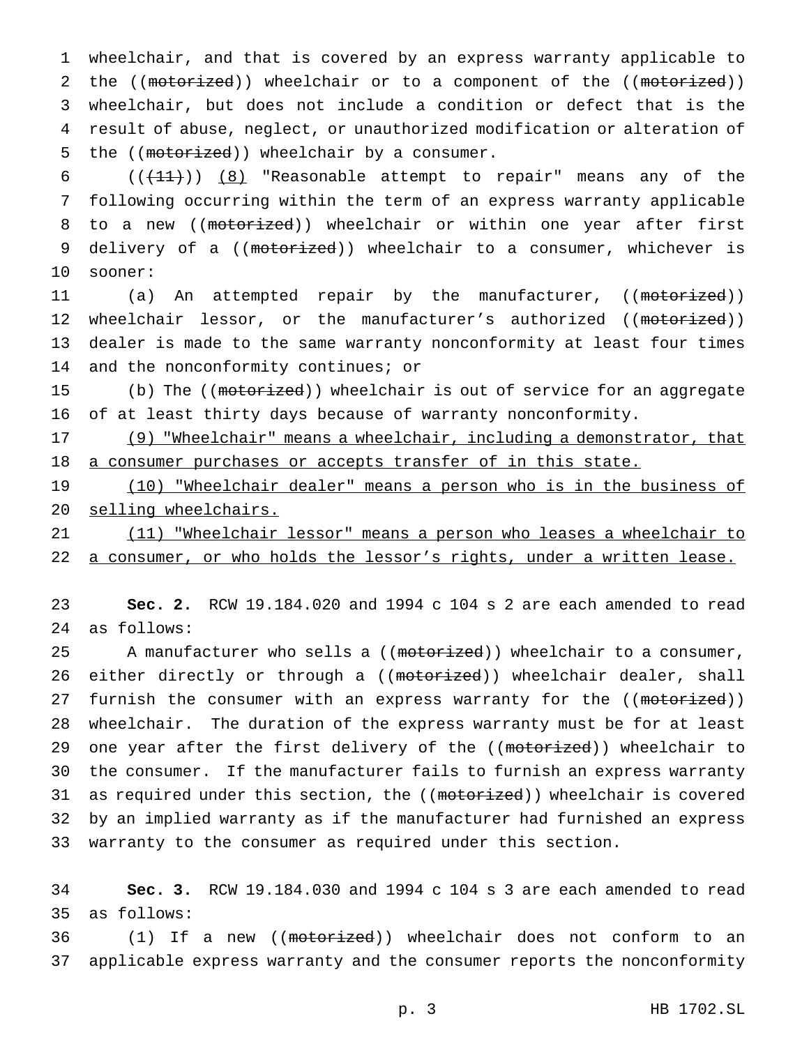wheelchair, and that is covered by an express warranty applicable to the ((~~motorized~~)) wheelchair or to a component of the ((~~motorized~~)) wheelchair, but does not include a condition or defect that is the result of abuse, neglect, or unauthorized modification or alteration of the ((~~motorized~~)) wheelchair by a consumer.

((~~(11)~~)) <u>(8)</u> "Reasonable attempt to repair" means any of the following occurring within the term of an express warranty applicable to a new ((~~motorized~~)) wheelchair or within one year after first delivery of a ((~~motorized~~)) wheelchair to a consumer, whichever is sooner:

(a) An attempted repair by the manufacturer, ((~~motorized~~)) wheelchair lessor, or the manufacturer's authorized ((~~motorized~~)) dealer is made to the same warranty nonconformity at least four times and the nonconformity continues; or

(b) The ((~~motorized~~)) wheelchair is out of service for an aggregate of at least thirty days because of warranty nonconformity.

<u>(9) "Wheelchair" means a wheelchair, including a demonstrator, that a consumer purchases or accepts transfer of in this state.</u>

<u>(10) "Wheelchair dealer" means a person who is in the business of selling wheelchairs.</u>

<u>(11) "Wheelchair lessor" means a person who leases a wheelchair to a consumer, or who holds the lessor's rights, under a written lease.</u>

**Sec. 2.** RCW 19.184.020 and 1994 c 104 s 2 are each amended to read as follows:

A manufacturer who sells a ((~~motorized~~)) wheelchair to a consumer, either directly or through a ((~~motorized~~)) wheelchair dealer, shall furnish the consumer with an express warranty for the ((~~motorized~~)) wheelchair. The duration of the express warranty must be for at least one year after the first delivery of the ((~~motorized~~)) wheelchair to the consumer. If the manufacturer fails to furnish an express warranty as required under this section, the ((~~motorized~~)) wheelchair is covered by an implied warranty as if the manufacturer had furnished an express warranty to the consumer as required under this section.

**Sec. 3.** RCW 19.184.030 and 1994 c 104 s 3 are each amended to read as follows:

(1) If a new ((~~motorized~~)) wheelchair does not conform to an applicable express warranty and the consumer reports the nonconformity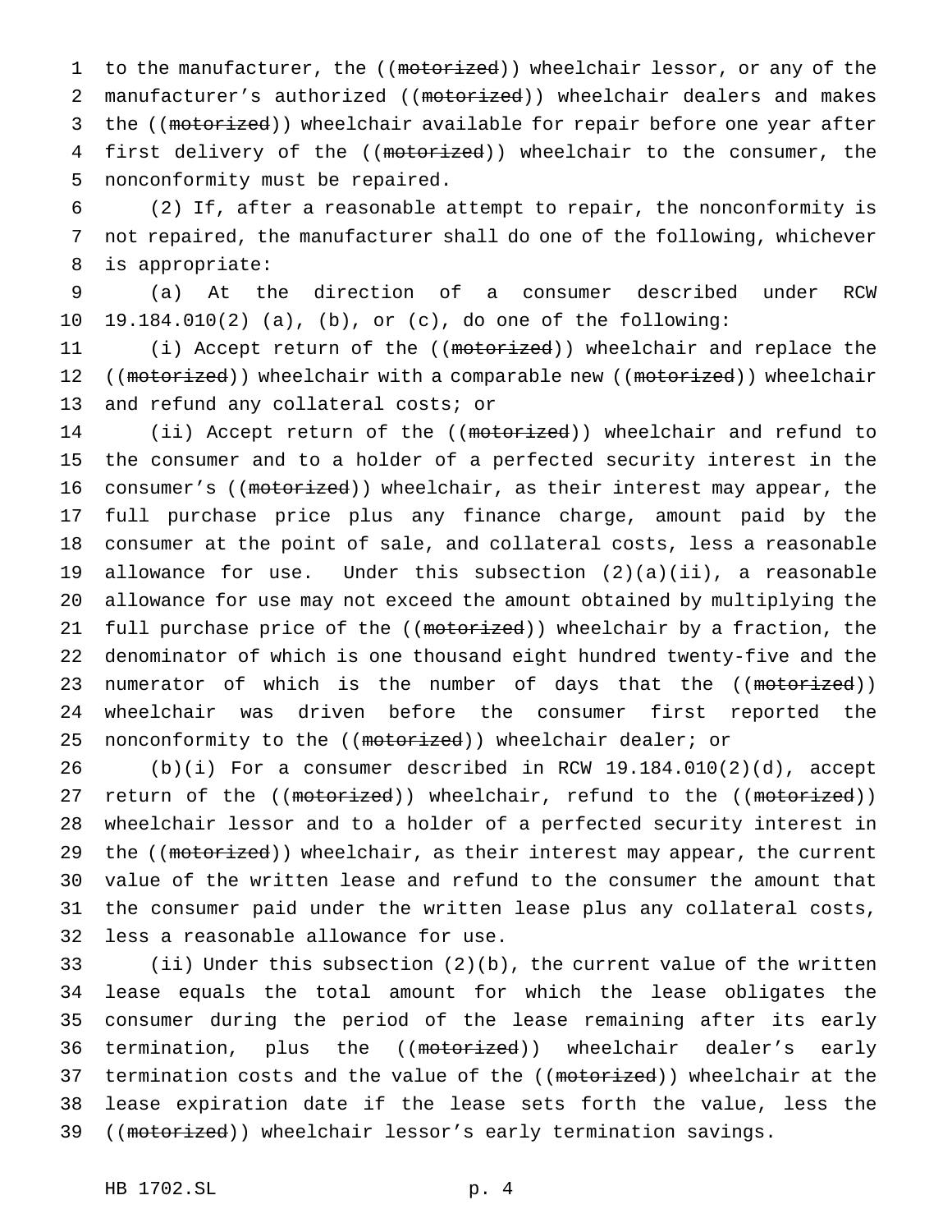to the manufacturer, the ((~~motorized~~)) wheelchair lessor, or any of the manufacturer's authorized ((~~motorized~~)) wheelchair dealers and makes the ((~~motorized~~)) wheelchair available for repair before one year after first delivery of the ((~~motorized~~)) wheelchair to the consumer, the nonconformity must be repaired.

(2) If, after a reasonable attempt to repair, the nonconformity is not repaired, the manufacturer shall do one of the following, whichever is appropriate:

(a) At the direction of a consumer described under RCW 19.184.010(2) (a), (b), or (c), do one of the following:

(i) Accept return of the ((~~motorized~~)) wheelchair and replace the ((~~motorized~~)) wheelchair with a comparable new ((~~motorized~~)) wheelchair and refund any collateral costs; or

(ii) Accept return of the ((~~motorized~~)) wheelchair and refund to the consumer and to a holder of a perfected security interest in the consumer's ((~~motorized~~)) wheelchair, as their interest may appear, the full purchase price plus any finance charge, amount paid by the consumer at the point of sale, and collateral costs, less a reasonable allowance for use. Under this subsection (2)(a)(ii), a reasonable allowance for use may not exceed the amount obtained by multiplying the full purchase price of the ((~~motorized~~)) wheelchair by a fraction, the denominator of which is one thousand eight hundred twenty-five and the numerator of which is the number of days that the ((~~motorized~~)) wheelchair was driven before the consumer first reported the nonconformity to the ((~~motorized~~)) wheelchair dealer; or

(b)(i) For a consumer described in RCW 19.184.010(2)(d), accept return of the ((~~motorized~~)) wheelchair, refund to the ((~~motorized~~)) wheelchair lessor and to a holder of a perfected security interest in the ((~~motorized~~)) wheelchair, as their interest may appear, the current value of the written lease and refund to the consumer the amount that the consumer paid under the written lease plus any collateral costs, less a reasonable allowance for use.

(ii) Under this subsection (2)(b), the current value of the written lease equals the total amount for which the lease obligates the consumer during the period of the lease remaining after its early termination, plus the ((~~motorized~~)) wheelchair dealer's early termination costs and the value of the ((~~motorized~~)) wheelchair at the lease expiration date if the lease sets forth the value, less the ((~~motorized~~)) wheelchair lessor's early termination savings.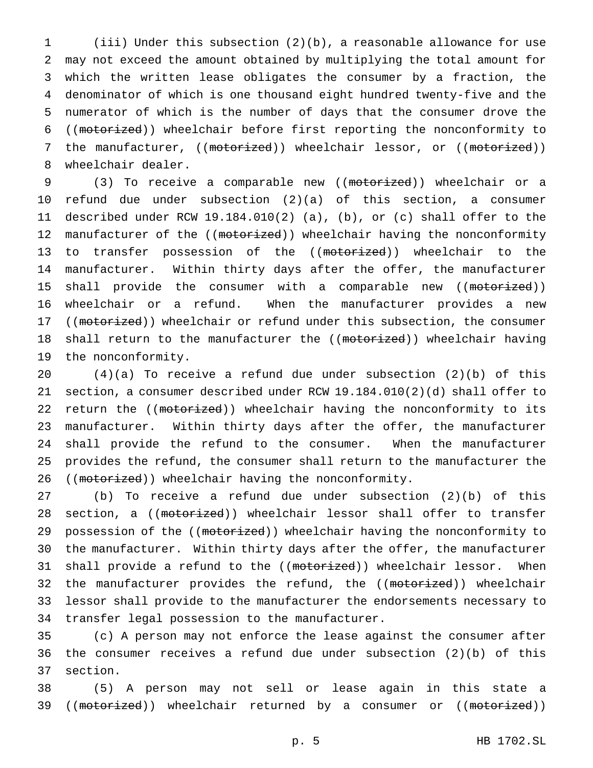(iii) Under this subsection (2)(b), a reasonable allowance for use may not exceed the amount obtained by multiplying the total amount for which the written lease obligates the consumer by a fraction, the denominator of which is one thousand eight hundred twenty-five and the numerator of which is the number of days that the consumer drove the ((~~motorized~~)) wheelchair before first reporting the nonconformity to the manufacturer, ((~~motorized~~)) wheelchair lessor, or ((~~motorized~~)) wheelchair dealer.

(3) To receive a comparable new ((~~motorized~~)) wheelchair or a refund due under subsection (2)(a) of this section, a consumer described under RCW 19.184.010(2) (a), (b), or (c) shall offer to the manufacturer of the ((~~motorized~~)) wheelchair having the nonconformity to transfer possession of the ((~~motorized~~)) wheelchair to the manufacturer. Within thirty days after the offer, the manufacturer shall provide the consumer with a comparable new ((~~motorized~~)) wheelchair or a refund. When the manufacturer provides a new ((~~motorized~~)) wheelchair or refund under this subsection, the consumer shall return to the manufacturer the ((~~motorized~~)) wheelchair having the nonconformity.

(4)(a) To receive a refund due under subsection (2)(b) of this section, a consumer described under RCW 19.184.010(2)(d) shall offer to return the ((~~motorized~~)) wheelchair having the nonconformity to its manufacturer. Within thirty days after the offer, the manufacturer shall provide the refund to the consumer. When the manufacturer provides the refund, the consumer shall return to the manufacturer the ((~~motorized~~)) wheelchair having the nonconformity.

(b) To receive a refund due under subsection (2)(b) of this section, a ((~~motorized~~)) wheelchair lessor shall offer to transfer possession of the ((~~motorized~~)) wheelchair having the nonconformity to the manufacturer. Within thirty days after the offer, the manufacturer shall provide a refund to the ((~~motorized~~)) wheelchair lessor. When the manufacturer provides the refund, the ((~~motorized~~)) wheelchair lessor shall provide to the manufacturer the endorsements necessary to transfer legal possession to the manufacturer.

(c) A person may not enforce the lease against the consumer after the consumer receives a refund due under subsection (2)(b) of this section.

(5) A person may not sell or lease again in this state a ((~~motorized~~)) wheelchair returned by a consumer or ((~~motorized~~))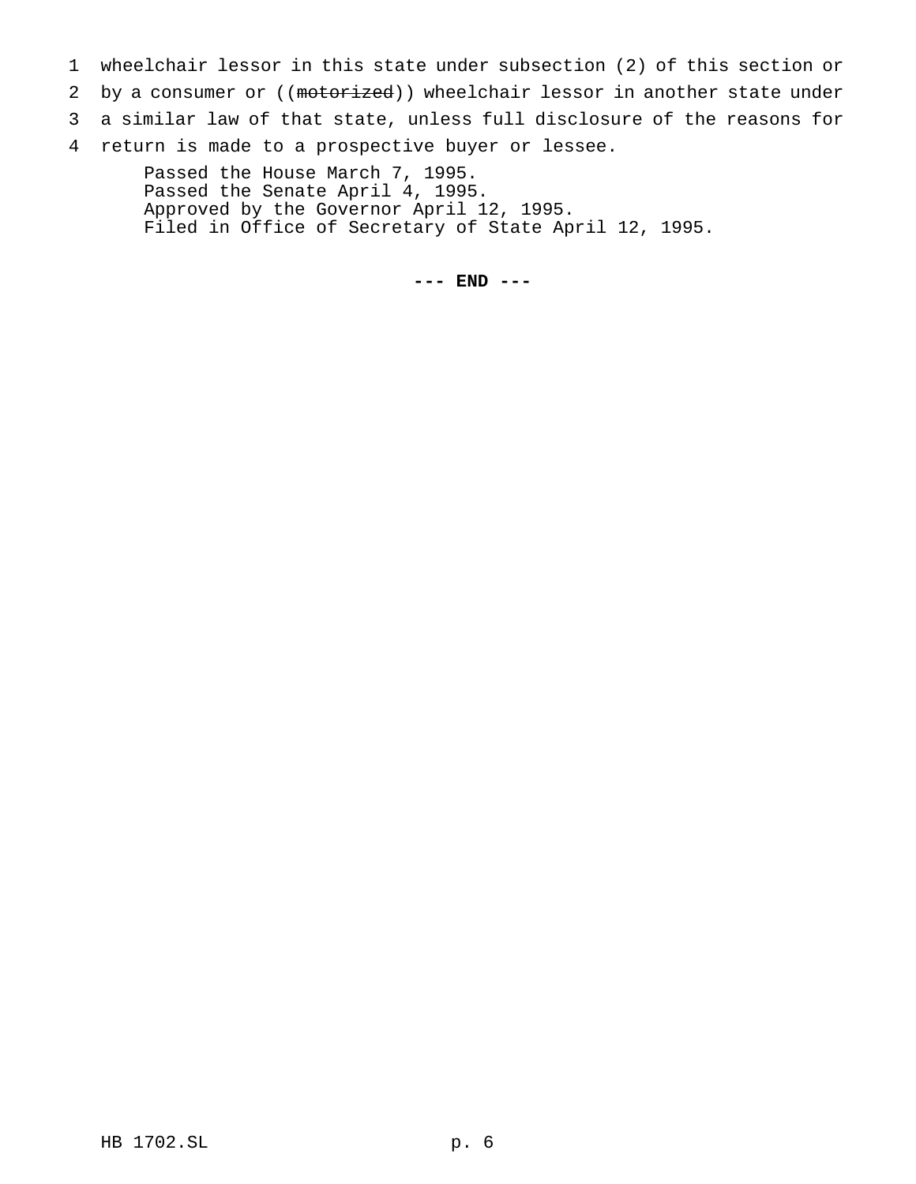wheelchair lessor in this state under subsection (2) of this section or by a consumer or ((~~motorized~~)) wheelchair lessor in another state under a similar law of that state, unless full disclosure of the reasons for return is made to a prospective buyer or lessee.

Passed the House March 7, 1995.
Passed the Senate April 4, 1995.
Approved by the Governor April 12, 1995.
Filed in Office of Secretary of State April 12, 1995.

**--- END ---**